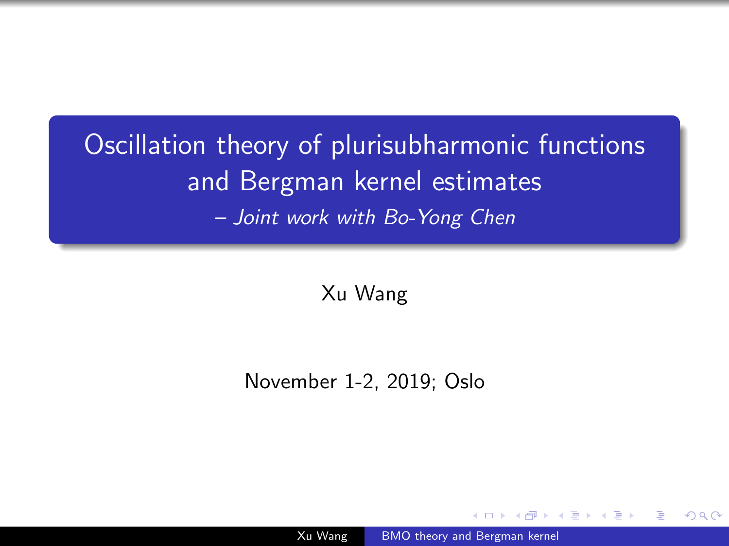# Oscillation theory of plurisubharmonic functions and Bergman kernel estimates

*– Joint work with Bo-Yong Chen*

Xu Wang

November 1-2, 2019; Oslo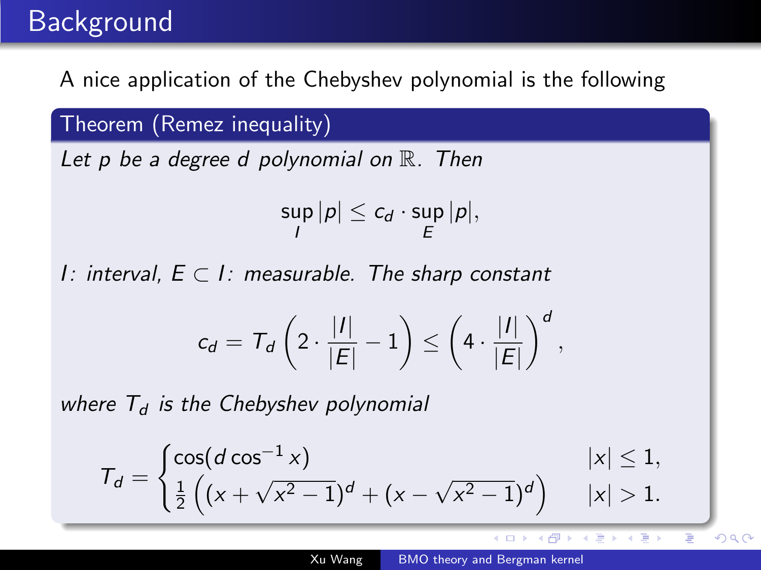# Background

A nice application of the Chebyshev polynomial is the following

**Theorem (Remez inequality)**

*Let $p$ be a degree $d$ polynomial on $\mathbb{R}$. Then*

$$\sup_I |p| \leq c_d \cdot \sup_E |p|,$$

*$I$: interval, $E \subset I$: measurable. The sharp constant*

$$c_d = T_d\left(2 \cdot \frac{|I|}{|E|} - 1\right) \leq \left(4 \cdot \frac{|I|}{|E|}\right)^d,$$

*where $T_d$ is the Chebyshev polynomial*

$$T_d = \begin{cases} \cos(d \cos^{-1} x) & |x| \leq 1, \\ \frac{1}{2}\left((x + \sqrt{x^2 - 1})^d + (x - \sqrt{x^2 - 1})^d\right) & |x| > 1. \end{cases}$$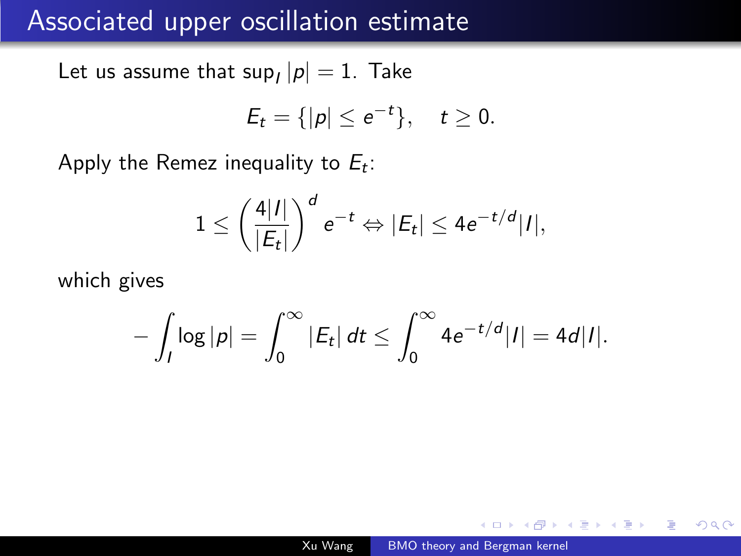# Associated upper oscillation estimate

Let us assume that $\sup_I |p| = 1$. Take

$$E_t = \{|p| \le e^{-t}\}, \quad t \ge 0.$$

Apply the Remez inequality to $E_t$:

$$1 \le \left(\frac{4|I|}{|E_t|}\right)^d e^{-t} \Leftrightarrow |E_t| \le 4e^{-t/d}|I|,$$

which gives

$$-\int_I \log|p| = \int_0^\infty |E_t|\,dt \le \int_0^\infty 4e^{-t/d}|I| = 4d|I|.$$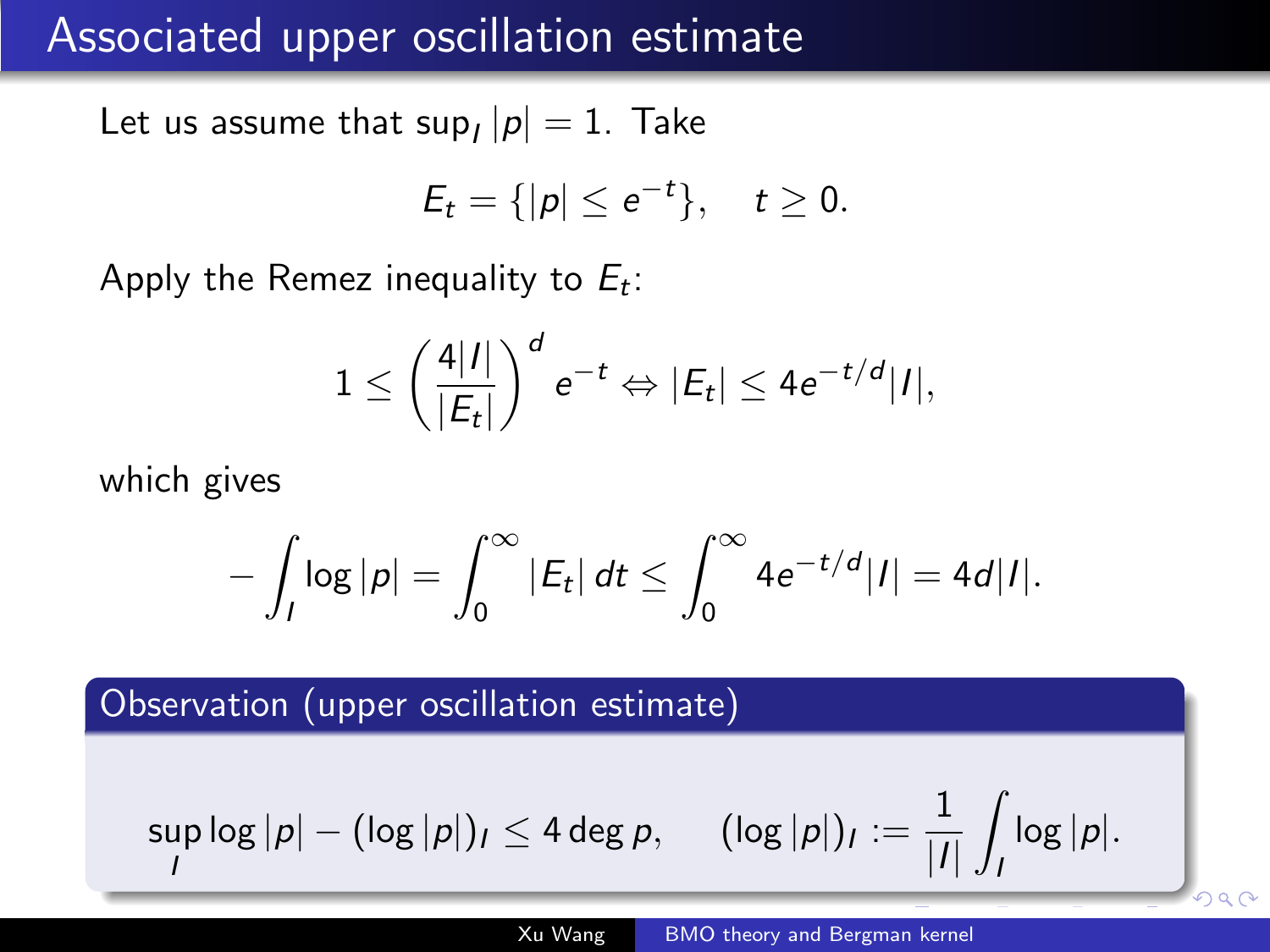# Associated upper oscillation estimate

Let us assume that $\sup_I |p| = 1$. Take

$$E_t = \{|p| \le e^{-t}\}, \quad t \ge 0.$$

Apply the Remez inequality to $E_t$:

$$1 \le \left(\frac{4|I|}{|E_t|}\right)^d e^{-t} \Leftrightarrow |E_t| \le 4e^{-t/d}|I|,$$

which gives

$$-\int_I \log|p| = \int_0^\infty |E_t|\, dt \le \int_0^\infty 4e^{-t/d}|I| = 4d|I|.$$

**Observation (upper oscillation estimate)**

$$\sup_I \log|p| - (\log|p|)_I \le 4 \deg p, \qquad (\log|p|)_I := \frac{1}{|I|}\int_I \log|p|.$$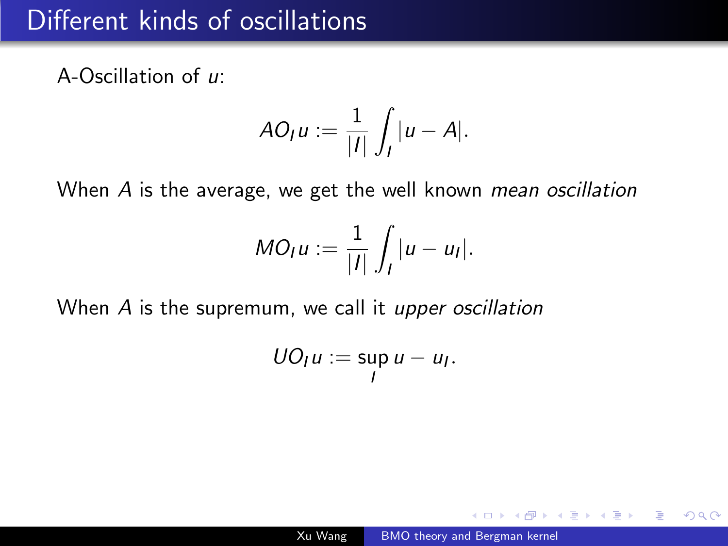# Different kinds of oscillations

A-Oscillation of $u$:

$$AO_I u := \frac{1}{|I|} \int_I |u - A|.$$

When $A$ is the average, we get the well known *mean oscillation*

$$MO_I u := \frac{1}{|I|} \int_I |u - u_I|.$$

When $A$ is the supremum, we call it *upper oscillation*

$$UO_I u := \sup_I u - u_I.$$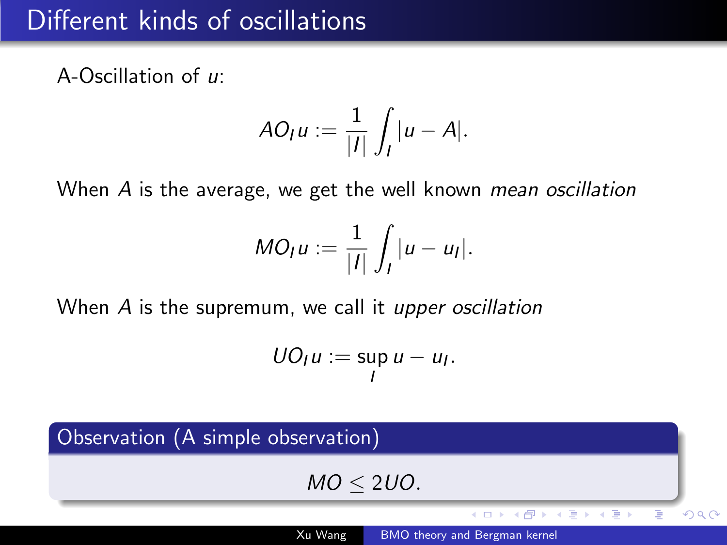# Different kinds of oscillations

A-Oscillation of $u$:

$$AO_I u := \frac{1}{|I|} \int_I |u - A|.$$

When $A$ is the average, we get the well known *mean oscillation*

$$MO_I u := \frac{1}{|I|} \int_I |u - u_I|.$$

When $A$ is the supremum, we call it *upper oscillation*

$$UO_I u := \sup_I u - u_I.$$

**Observation (A simple observation)**

$$MO \leq 2UO.$$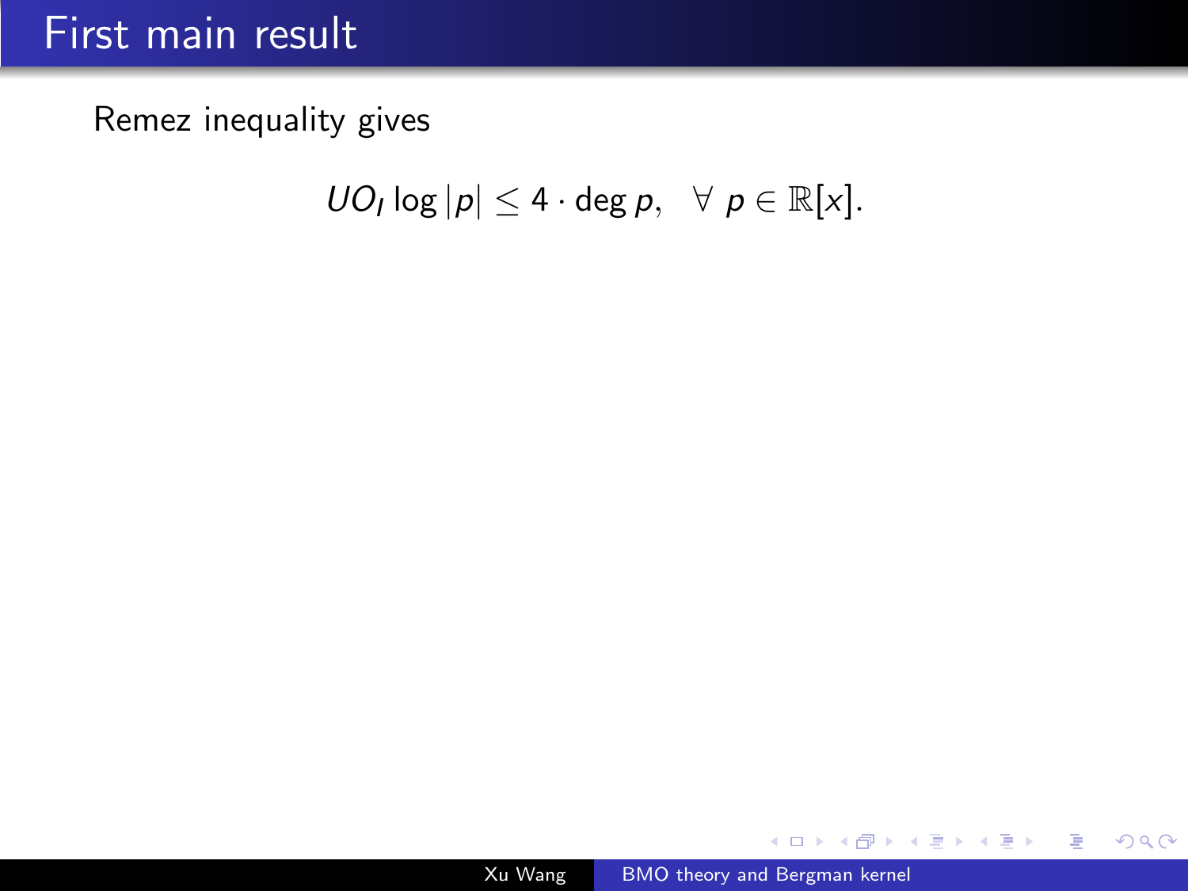# First main result

Remez inequality gives

$$UO_I \log |p| \leq 4 \cdot \deg p, \quad \forall \ p \in \mathbb{R}[x].$$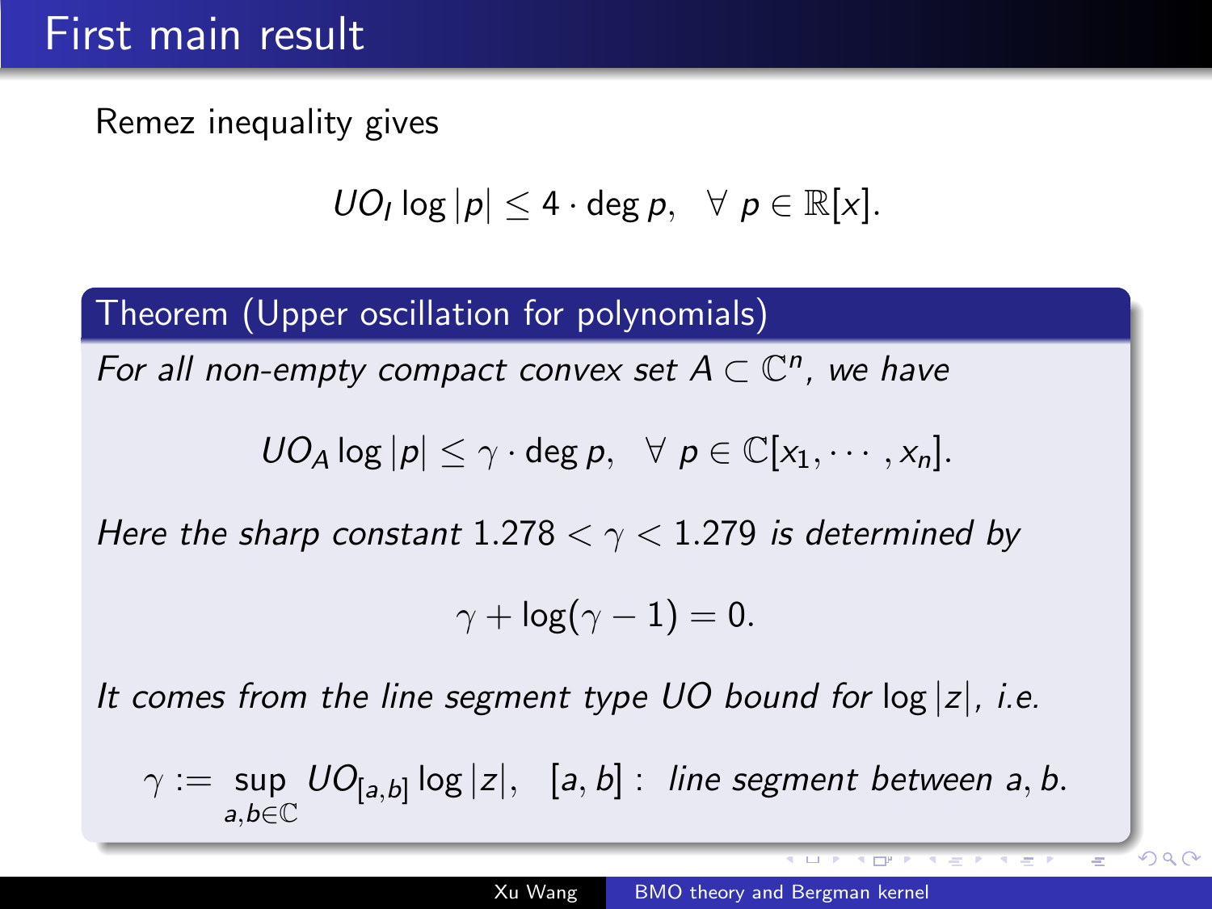# First main result

Remez inequality gives

$$UO_I \log|p| \leq 4 \cdot \deg p, \quad \forall\ p \in \mathbb{R}[x].$$

**Theorem (Upper oscillation for polynomials)**

*For all non-empty compact convex set $A \subset \mathbb{C}^n$, we have*

$$UO_A \log|p| \leq \gamma \cdot \deg p, \quad \forall\ p \in \mathbb{C}[x_1, \cdots, x_n].$$

*Here the sharp constant $1.278 < \gamma < 1.279$ is determined by*

$$\gamma + \log(\gamma - 1) = 0.$$

*It comes from the line segment type UO bound for $\log|z|$, i.e.*

$$\gamma := \sup_{a,b \in \mathbb{C}} UO_{[a,b]} \log|z|, \quad [a,b] : \textit{ line segment between } a, b.$$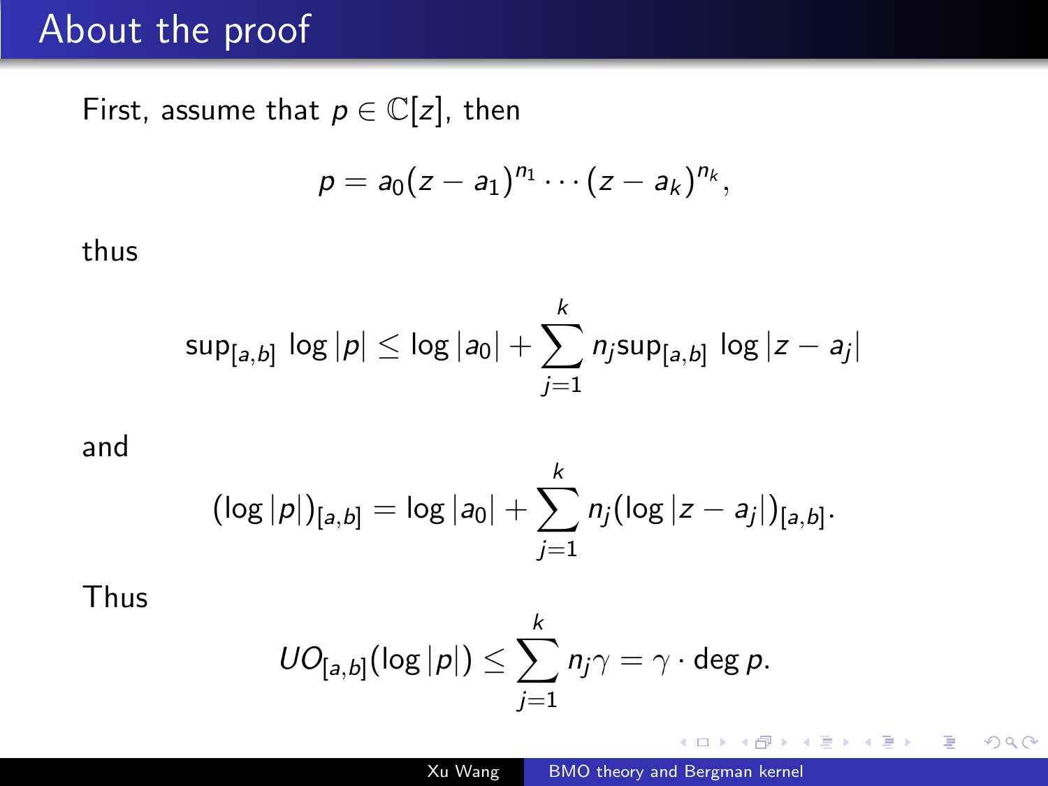# About the proof

First, assume that $p \in \mathbb{C}[z]$, then

$$p = a_0(z - a_1)^{n_1} \cdots (z - a_k)^{n_k},$$

thus

$$\sup_{[a,b]} \log |p| \leq \log |a_0| + \sum_{j=1}^{k} n_j \sup_{[a,b]} \log |z - a_j|$$

and

$$(\log |p|)_{[a,b]} = \log |a_0| + \sum_{j=1}^{k} n_j (\log |z - a_j|)_{[a,b]}.$$

Thus

$$UO_{[a,b]}(\log |p|) \leq \sum_{j=1}^{k} n_j \gamma = \gamma \cdot \deg p.$$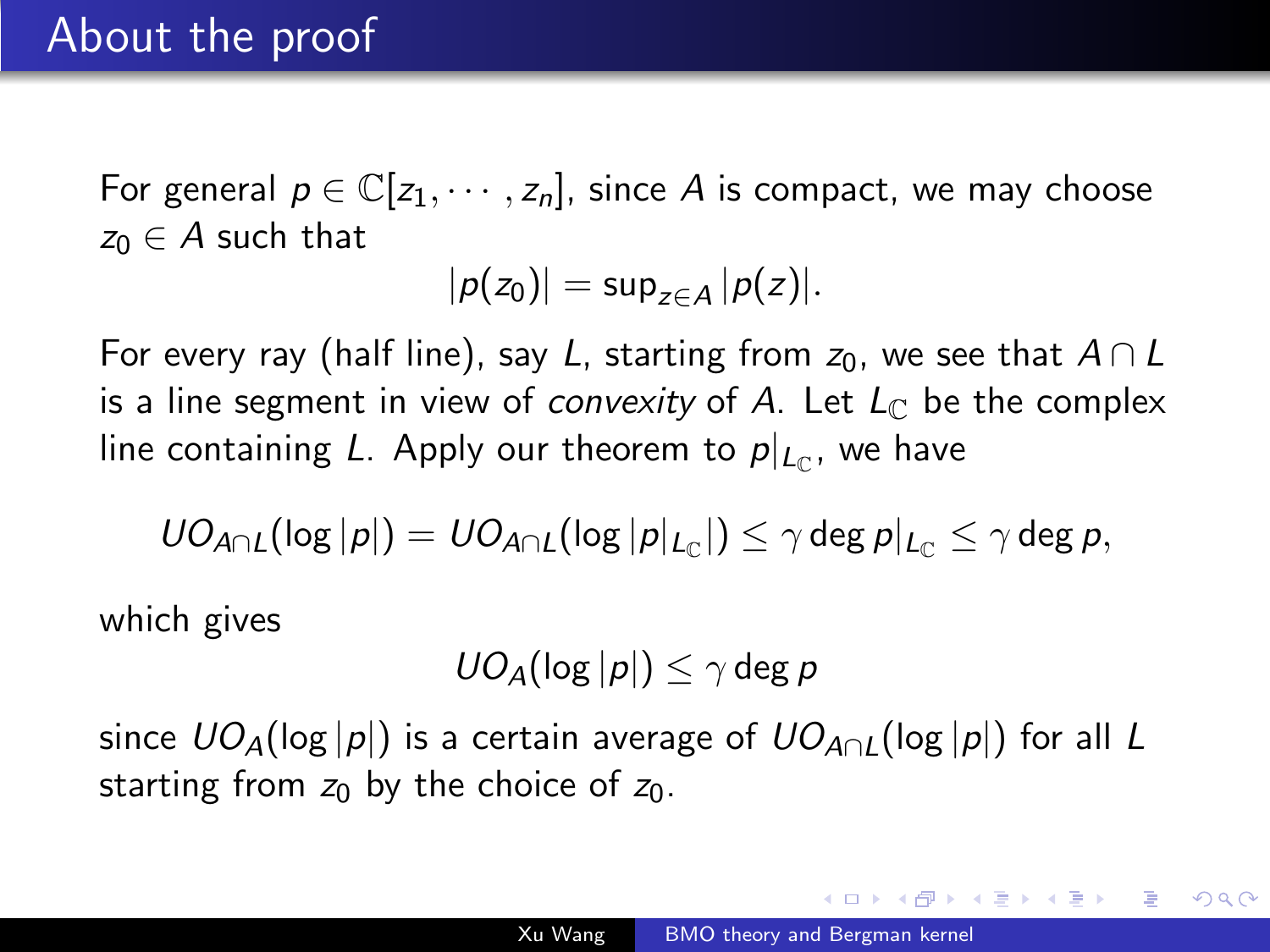# About the proof

For general $p \in \mathbb{C}[z_1, \cdots, z_n]$, since $A$ is compact, we may choose $z_0 \in A$ such that

$$|p(z_0)| = \sup_{z \in A} |p(z)|.$$

For every ray (half line), say $L$, starting from $z_0$, we see that $A \cap L$ is a line segment in view of *convexity* of $A$. Let $L_{\mathbb{C}}$ be the complex line containing $L$. Apply our theorem to $p|_{L_{\mathbb{C}}}$, we have

$$UO_{A \cap L}(\log |p|) = UO_{A \cap L}(\log |p|_{L_{\mathbb{C}}}|) \leq \gamma \deg p|_{L_{\mathbb{C}}} \leq \gamma \deg p,$$

which gives

$$UO_A(\log |p|) \leq \gamma \deg p$$

since $UO_A(\log |p|)$ is a certain average of $UO_{A \cap L}(\log |p|)$ for all $L$ starting from $z_0$ by the choice of $z_0$.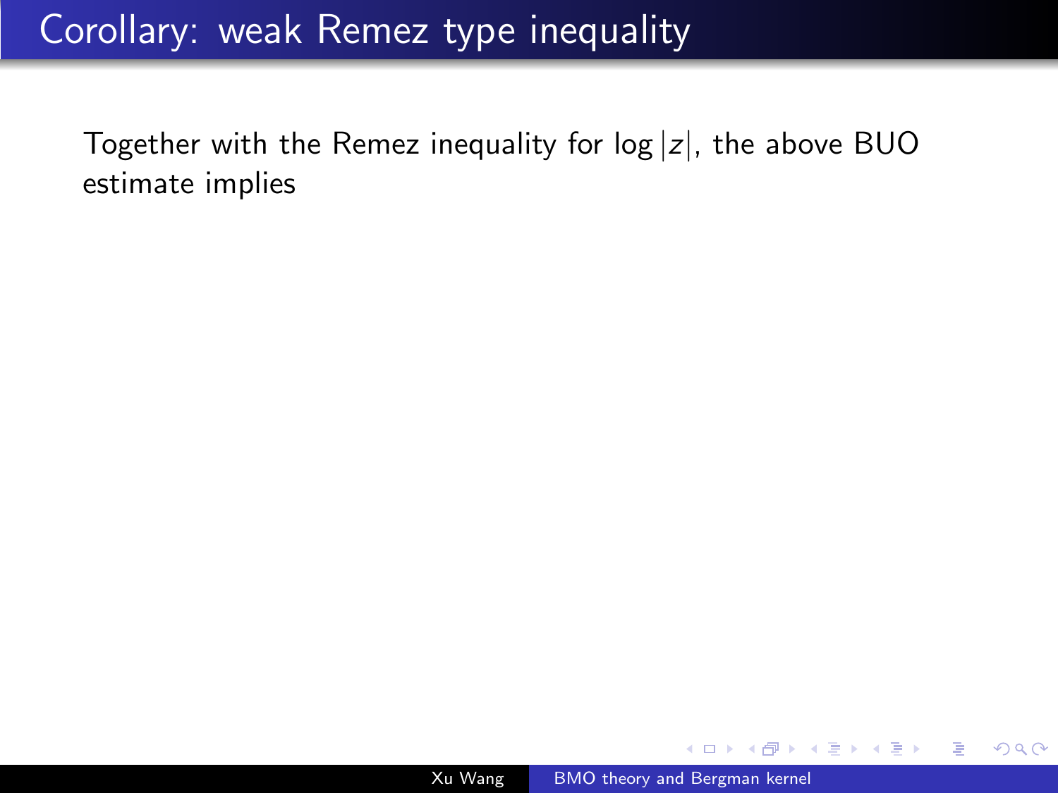# Corollary: weak Remez type inequality

Together with the Remez inequality for $\log |z|$, the above BUO estimate implies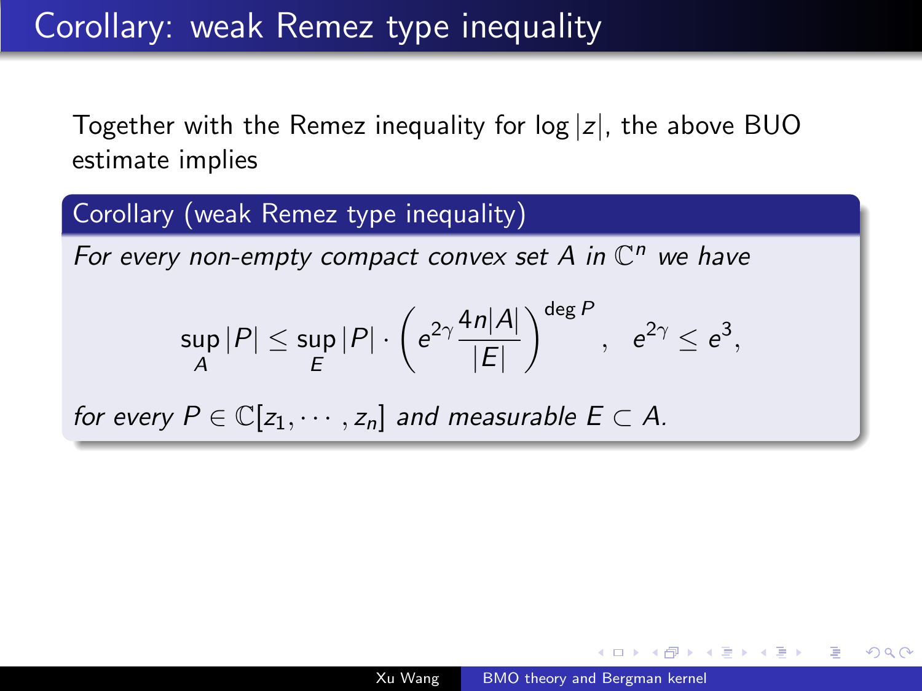# Corollary: weak Remez type inequality

Together with the Remez inequality for $\log|z|$, the above BUO estimate implies

**Corollary (weak Remez type inequality)**

*For every non-empty compact convex set $A$ in $\mathbb{C}^n$ we have*

$$\sup_A |P| \leq \sup_E |P| \cdot \left( e^{2\gamma} \frac{4n|A|}{|E|} \right)^{\deg P}, \quad e^{2\gamma} \leq e^3,$$

*for every $P \in \mathbb{C}[z_1, \cdots, z_n]$ and measurable $E \subset A$.*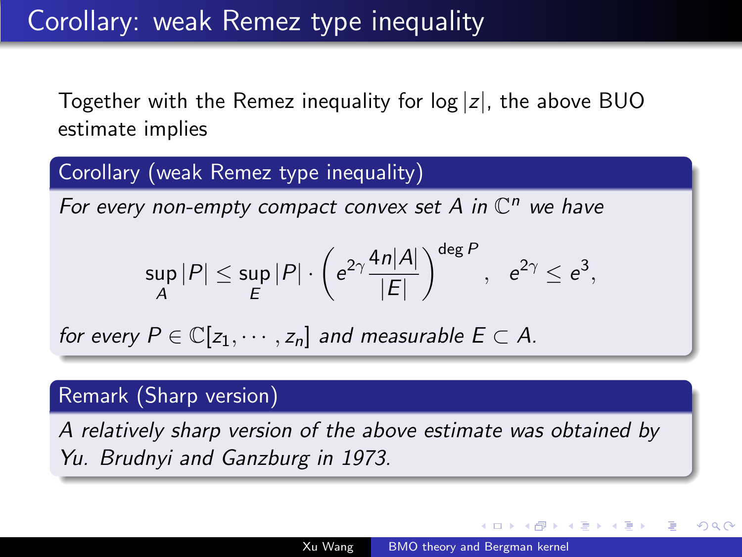# Corollary: weak Remez type inequality

Together with the Remez inequality for $\log|z|$, the above BUO estimate implies

**Corollary (weak Remez type inequality)**

*For every non-empty compact convex set $A$ in $\mathbb{C}^n$ we have*

$$\sup_A |P| \leq \sup_E |P| \cdot \left( e^{2\gamma} \frac{4n|A|}{|E|} \right)^{\deg P}, \quad e^{2\gamma} \leq e^3,$$

*for every $P \in \mathbb{C}[z_1, \cdots, z_n]$ and measurable $E \subset A$.*

**Remark (Sharp version)**

*A relatively sharp version of the above estimate was obtained by Yu. Brudnyi and Ganzburg in 1973.*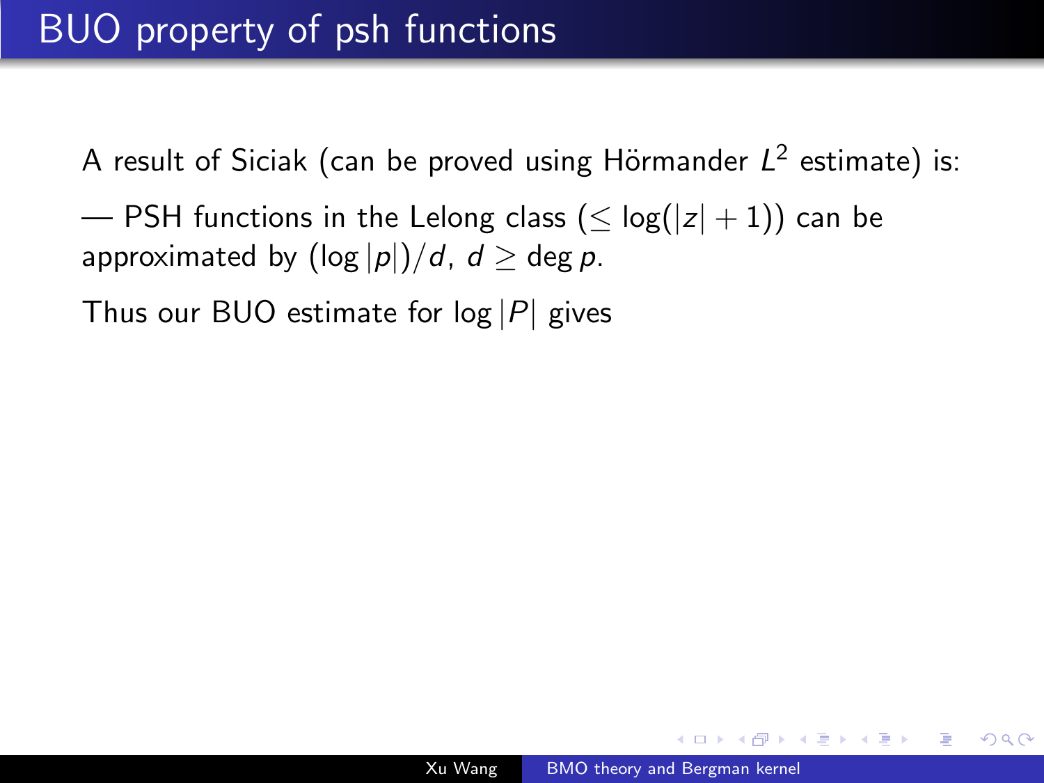# BUO property of psh functions

A result of Siciak (can be proved using Hörmander $L^2$ estimate) is:

— PSH functions in the Lelong class ($\leq \log(|z|+1)$) can be approximated by $(\log|p|)/d$, $d \geq \deg p$.

Thus our BUO estimate for $\log|P|$ gives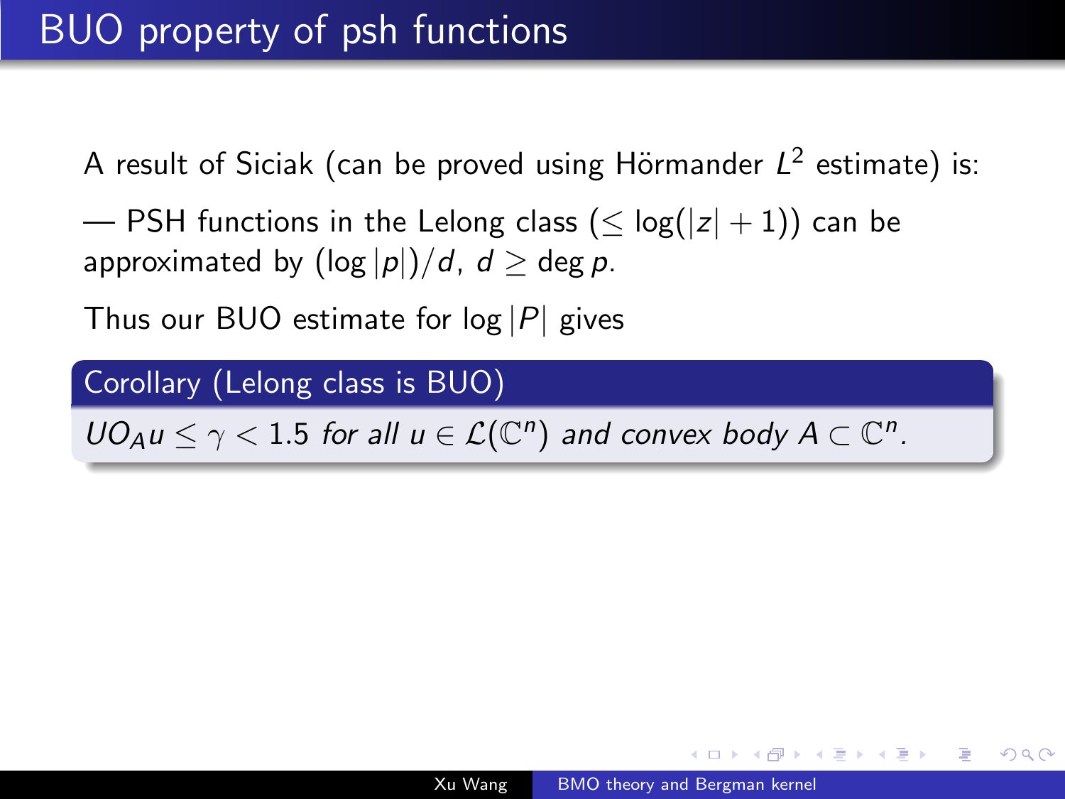# BUO property of psh functions

A result of Siciak (can be proved using Hörmander $L^2$ estimate) is:

— PSH functions in the Lelong class ($\leq \log(|z|+1)$) can be approximated by $(\log|p|)/d$, $d \geq \deg p$.

Thus our BUO estimate for $\log|P|$ gives

**Corollary (Lelong class is BUO)**

*$UO_A u \leq \gamma < 1.5$ for all $u \in \mathcal{L}(\mathbb{C}^n)$ and convex body $A \subset \mathbb{C}^n$.*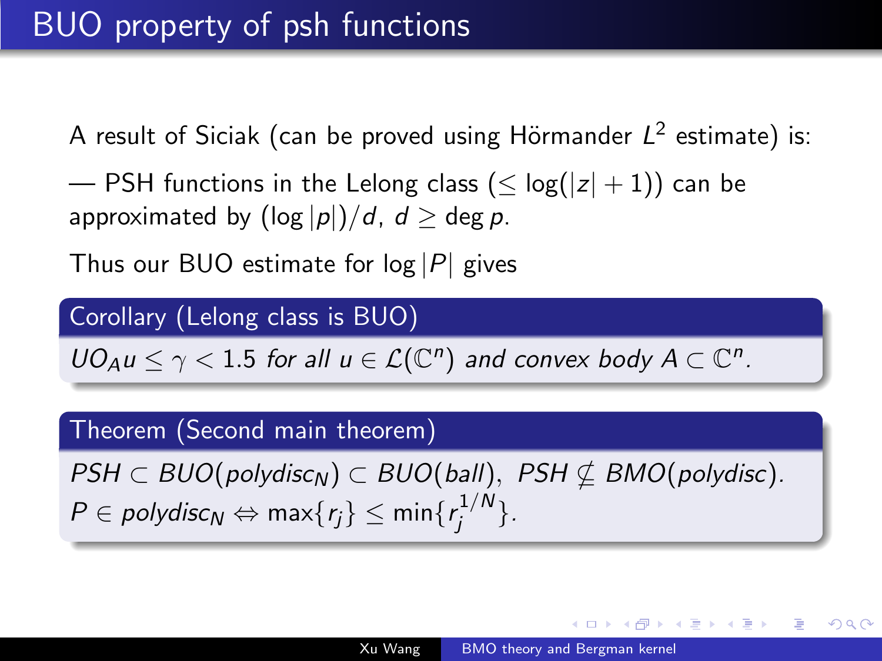# BUO property of psh functions

A result of Siciak (can be proved using Hörmander $L^2$ estimate) is:

— PSH functions in the Lelong class ($\leq \log(|z|+1)$) can be approximated by $(\log|p|)/d$, $d \geq \deg p$.

Thus our BUO estimate for $\log|P|$ gives

**Corollary (Lelong class is BUO)**

*$UO_A u \leq \gamma < 1.5$ for all $u \in \mathcal{L}(\mathbb{C}^n)$ and convex body $A \subset \mathbb{C}^n$.*

**Theorem (Second main theorem)**

*$PSH \subset BUO(polydisc_N) \subset BUO(ball)$, $PSH \not\subset BMO(polydisc)$.*
*$P \in polydisc_N \Leftrightarrow \max\{r_j\} \leq \min\{r_j^{1/N}\}$.*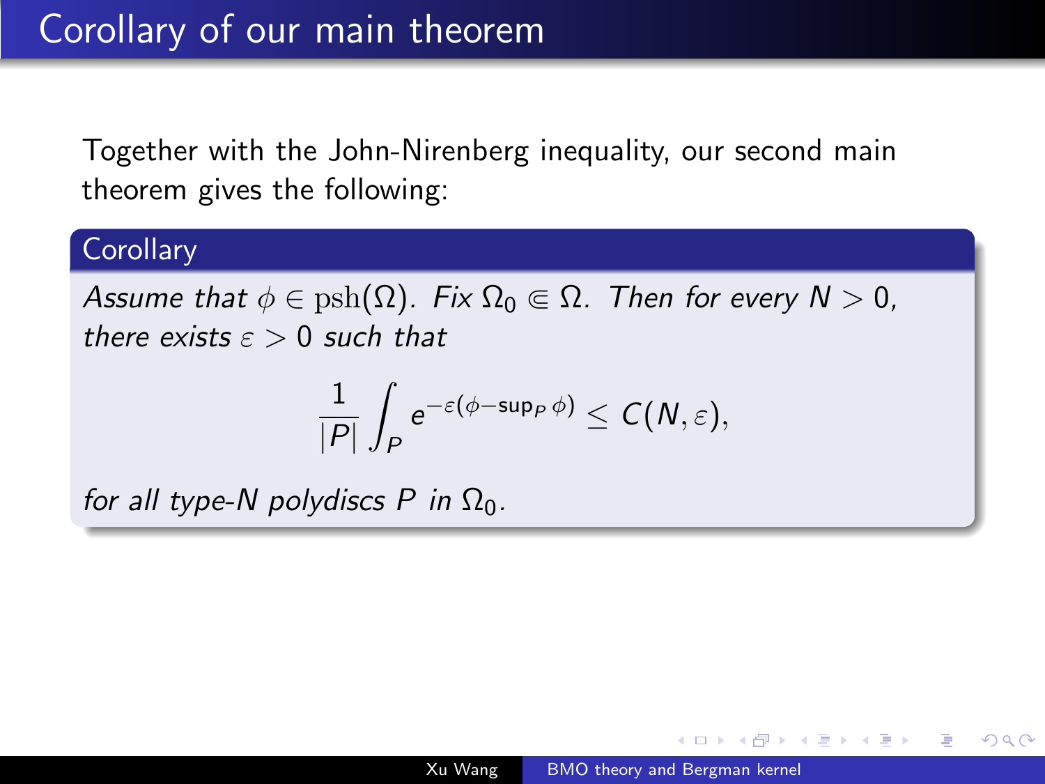# Corollary of our main theorem

Together with the John-Nirenberg inequality, our second main theorem gives the following:

**Corollary**

*Assume that $\phi \in \mathrm{psh}(\Omega)$. Fix $\Omega_0 \Subset \Omega$. Then for every $N > 0$, there exists $\varepsilon > 0$ such that*

$$\frac{1}{|P|} \int_P e^{-\varepsilon(\phi - \sup_P \phi)} \leq C(N, \varepsilon),$$

*for all type-$N$ polydiscs $P$ in $\Omega_0$.*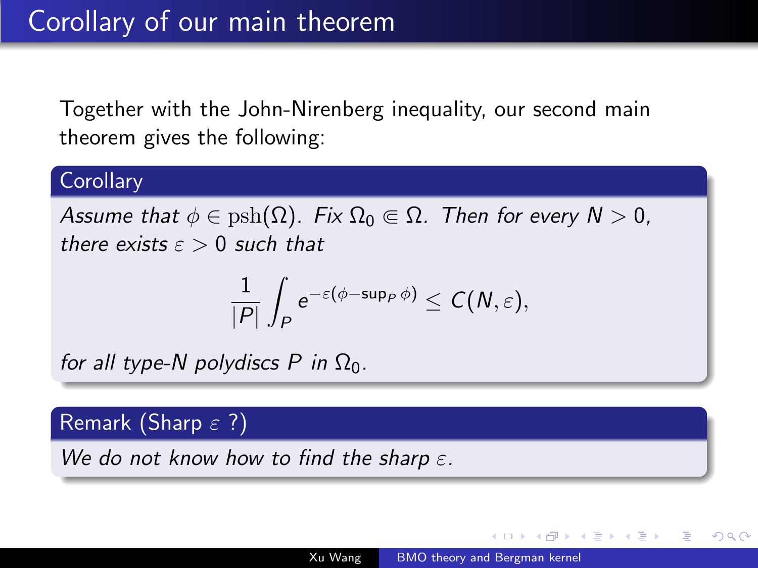# Corollary of our main theorem

Together with the John-Nirenberg inequality, our second main theorem gives the following:

**Corollary**

*Assume that $\phi \in \mathrm{psh}(\Omega)$. Fix $\Omega_0 \Subset \Omega$. Then for every $N > 0$, there exists $\varepsilon > 0$ such that*

$$\frac{1}{|P|} \int_P e^{-\varepsilon(\phi - \sup_P \phi)} \leq C(N, \varepsilon),$$

*for all type-N polydiscs $P$ in $\Omega_0$.*

**Remark (Sharp $\varepsilon$ ?)**

*We do not know how to find the sharp $\varepsilon$.*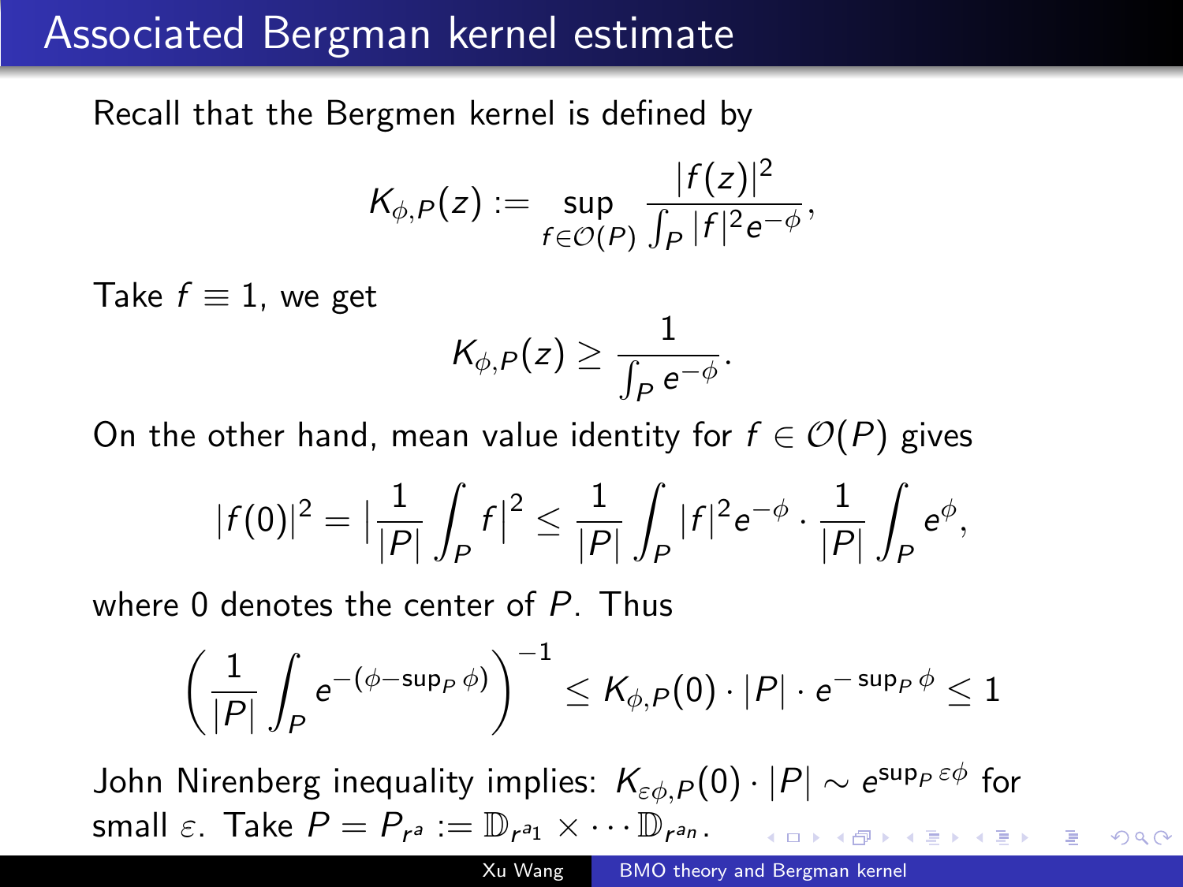# Associated Bergman kernel estimate

Recall that the Bergmen kernel is defined by

$$K_{\phi,P}(z) := \sup_{f\in\mathcal{O}(P)} \frac{|f(z)|^2}{\int_P |f|^2 e^{-\phi}},$$

Take $f \equiv 1$, we get

$$K_{\phi,P}(z) \geq \frac{1}{\int_P e^{-\phi}}.$$

On the other hand, mean value identity for $f \in \mathcal{O}(P)$ gives

$$|f(0)|^2 = \Big|\frac{1}{|P|}\int_P f\Big|^2 \leq \frac{1}{|P|}\int_P |f|^2 e^{-\phi} \cdot \frac{1}{|P|}\int_P e^{\phi},$$

where 0 denotes the center of $P$. Thus

$$\left(\frac{1}{|P|}\int_P e^{-(\phi-\sup_P \phi)}\right)^{-1} \leq K_{\phi,P}(0)\cdot|P|\cdot e^{-\sup_P \phi} \leq 1$$

John Nirenberg inequality implies: $K_{\varepsilon\phi,P}(0)\cdot|P| \sim e^{\sup_P \varepsilon\phi}$ for small $\varepsilon$. Take $P = P_{r^a} := \mathbb{D}_{r^{a_1}} \times \cdots \mathbb{D}_{r^{a_n}}$.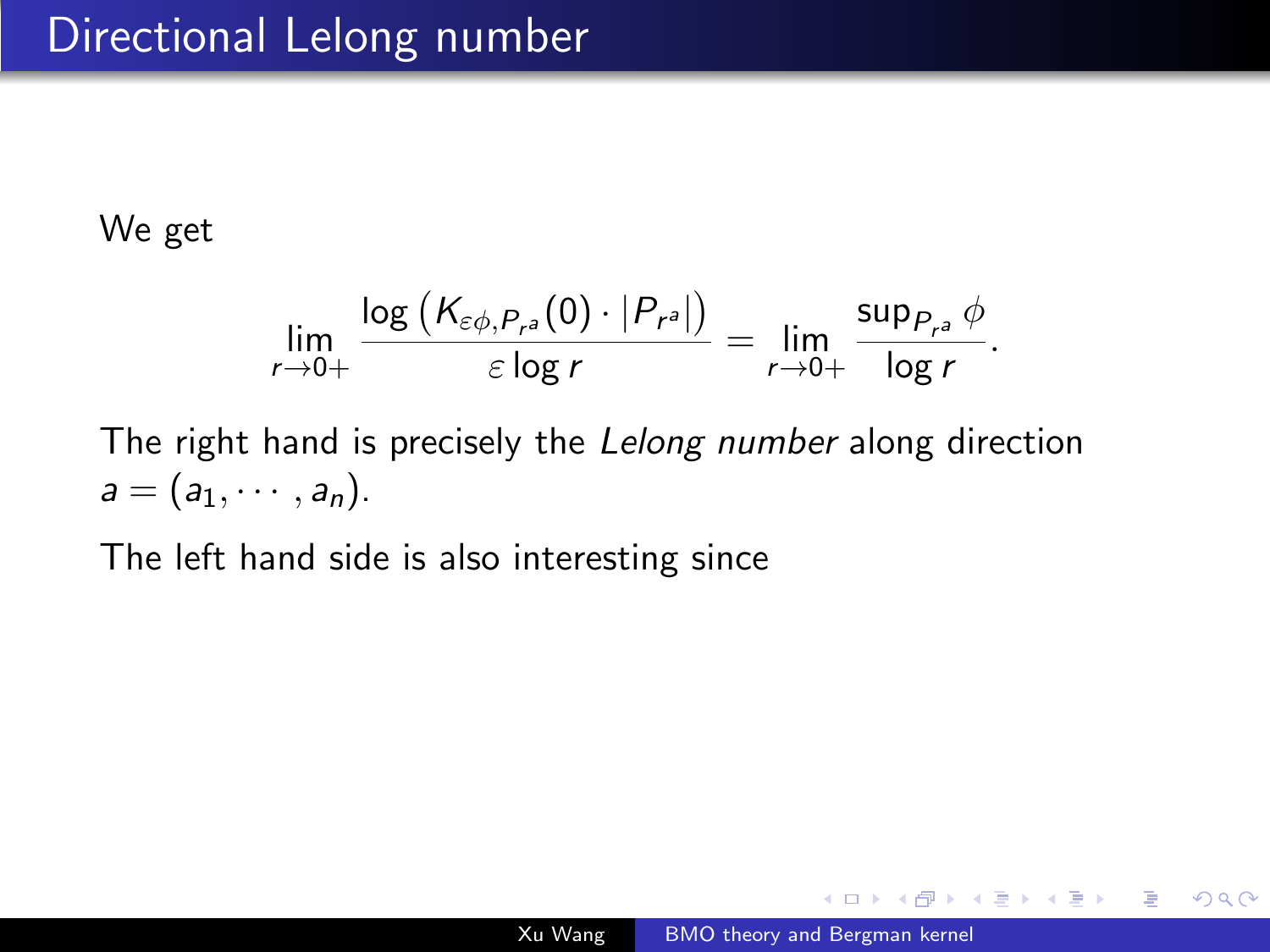# Directional Lelong number

We get

$$\lim_{r \to 0+} \frac{\log \left( K_{\varepsilon\phi, P_{r^a}}(0) \cdot |P_{r^a}| \right)}{\varepsilon \log r} = \lim_{r \to 0+} \frac{\sup_{P_{r^a}} \phi}{\log r}.$$

The right hand is precisely the *Lelong number* along direction $a = (a_1, \cdots, a_n)$.

The left hand side is also interesting since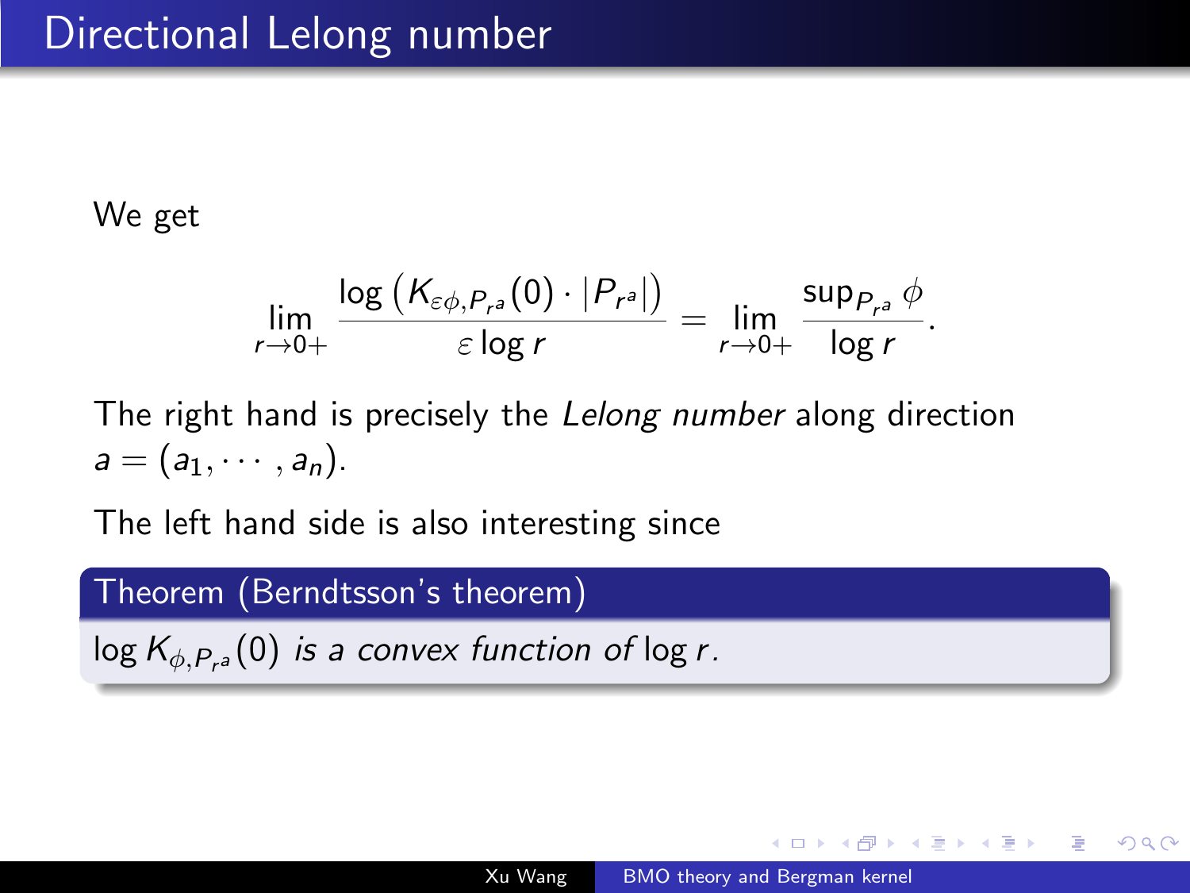# Directional Lelong number

We get

$$\lim_{r \to 0+} \frac{\log \left( K_{\varepsilon\phi, P_{r^a}}(0) \cdot |P_{r^a}| \right)}{\varepsilon \log r} = \lim_{r \to 0+} \frac{\sup_{P_{r^a}} \phi}{\log r}.$$

The right hand is precisely the *Lelong number* along direction $a = (a_1, \cdots, a_n)$.

The left hand side is also interesting since

**Theorem (Berndtsson's theorem)**

$\log K_{\phi, P_{r^a}}(0)$ *is a convex function of* $\log r$.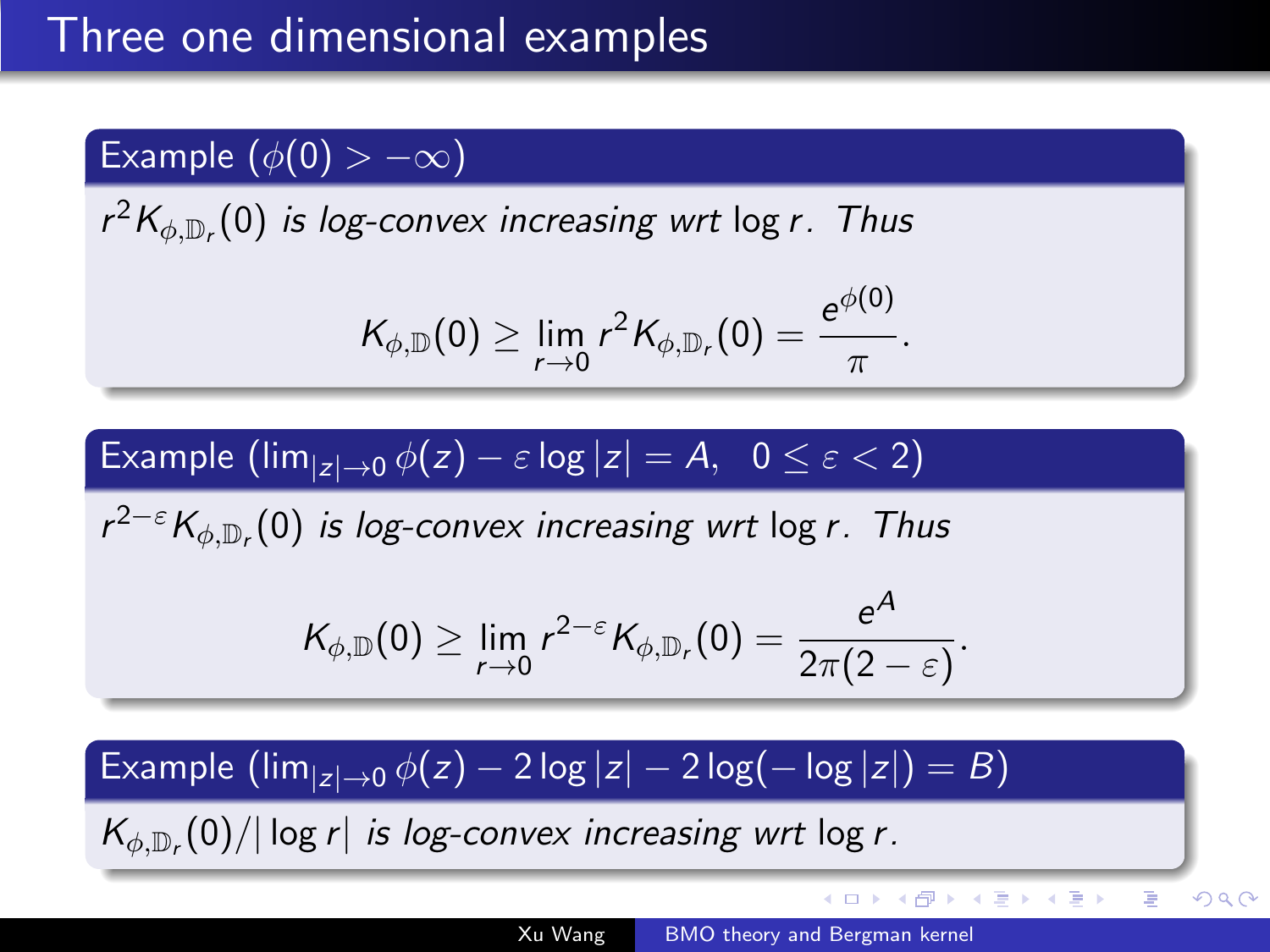# Three one dimensional examples

**Example ($\phi(0) > -\infty$)**

*$r^2 K_{\phi,\mathbb{D}_r}(0)$ is log-convex increasing wrt $\log r$. Thus*

$$K_{\phi,\mathbb{D}}(0) \geq \lim_{r\to 0} r^2 K_{\phi,\mathbb{D}_r}(0) = \frac{e^{\phi(0)}}{\pi}.$$

**Example ($\lim_{|z|\to 0} \phi(z) - \varepsilon \log|z| = A, \quad 0 \leq \varepsilon < 2$)**

*$r^{2-\varepsilon} K_{\phi,\mathbb{D}_r}(0)$ is log-convex increasing wrt $\log r$. Thus*

$$K_{\phi,\mathbb{D}}(0) \geq \lim_{r\to 0} r^{2-\varepsilon} K_{\phi,\mathbb{D}_r}(0) = \frac{e^{A}}{2\pi(2-\varepsilon)}.$$

**Example ($\lim_{|z|\to 0} \phi(z) - 2\log|z| - 2\log(-\log|z|) = B$)**

*$K_{\phi,\mathbb{D}_r}(0)/|\log r|$ is log-convex increasing wrt $\log r$.*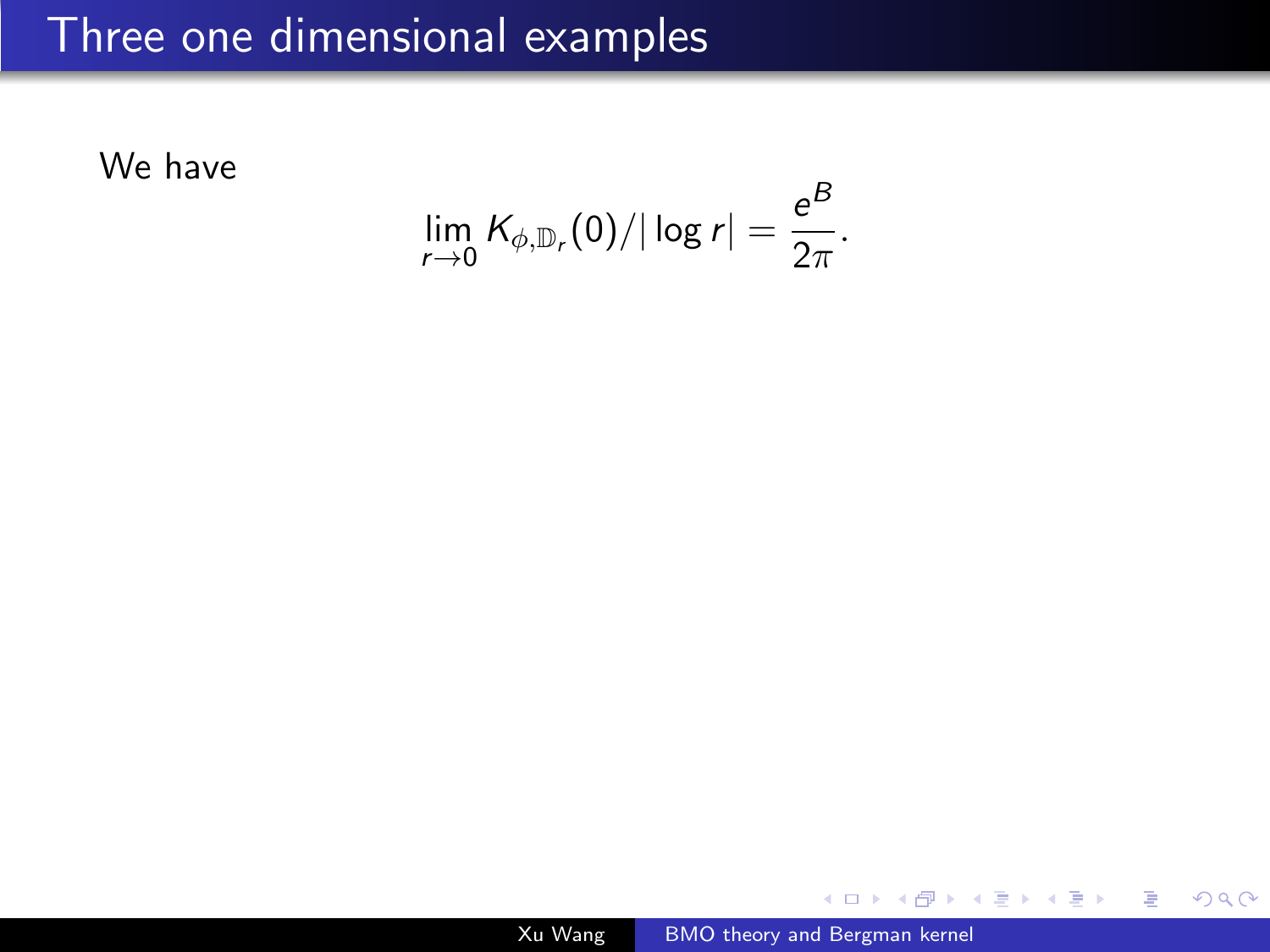# Three one dimensional examples

We have

$$\lim_{r \to 0} K_{\phi, \mathbb{D}_r}(0) / |\log r| = \frac{e^B}{2\pi}.$$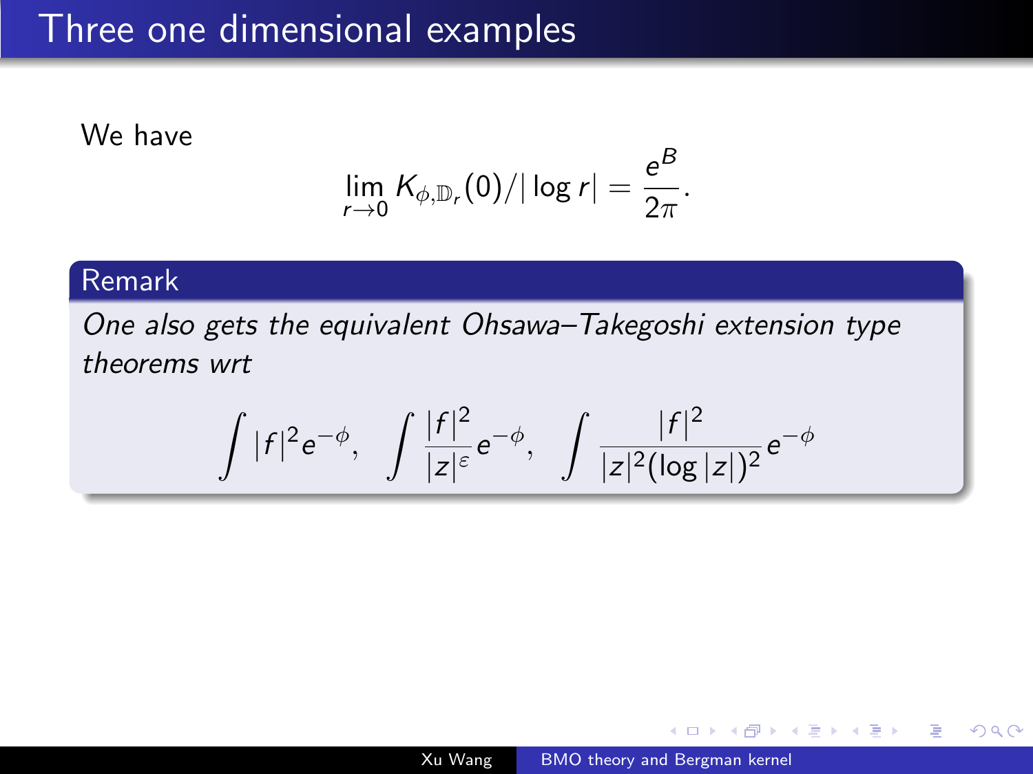# Three one dimensional examples

We have

$$\lim_{r \to 0} K_{\phi, \mathbb{D}_r}(0) / |\log r| = \frac{e^B}{2\pi}.$$

**Remark**

*One also gets the equivalent Ohsawa–Takegoshi extension type theorems wrt*

$$\int |f|^2 e^{-\phi}, \quad \int \frac{|f|^2}{|z|^{\varepsilon}} e^{-\phi}, \quad \int \frac{|f|^2}{|z|^2 (\log |z|)^2} e^{-\phi}$$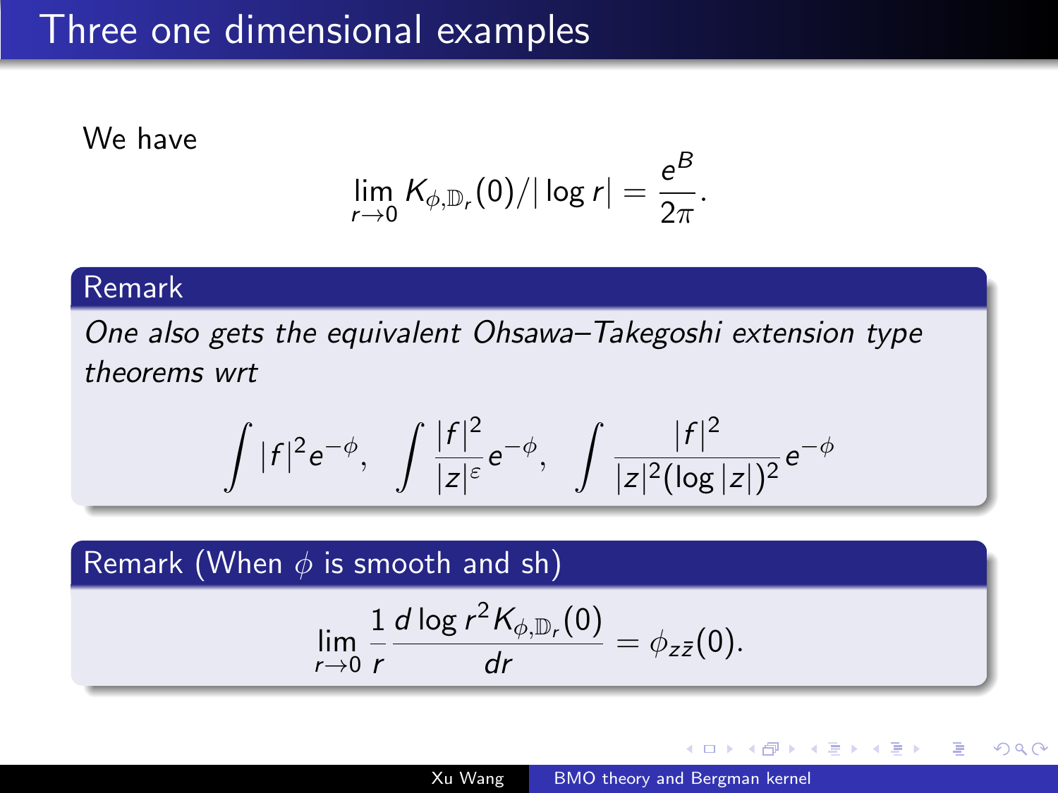# Three one dimensional examples

We have

$$\lim_{r \to 0} K_{\phi, \mathbb{D}_r}(0)/|\log r| = \frac{e^B}{2\pi}.$$

**Remark**

*One also gets the equivalent Ohsawa–Takegoshi extension type theorems wrt*

$$\int |f|^2 e^{-\phi}, \quad \int \frac{|f|^2}{|z|^\varepsilon} e^{-\phi}, \quad \int \frac{|f|^2}{|z|^2 (\log |z|)^2} e^{-\phi}$$

**Remark (When $\phi$ is smooth and sh)**

$$\lim_{r \to 0} \frac{1}{r} \frac{d \log r^2 K_{\phi, \mathbb{D}_r}(0)}{dr} = \phi_{z\bar{z}}(0).$$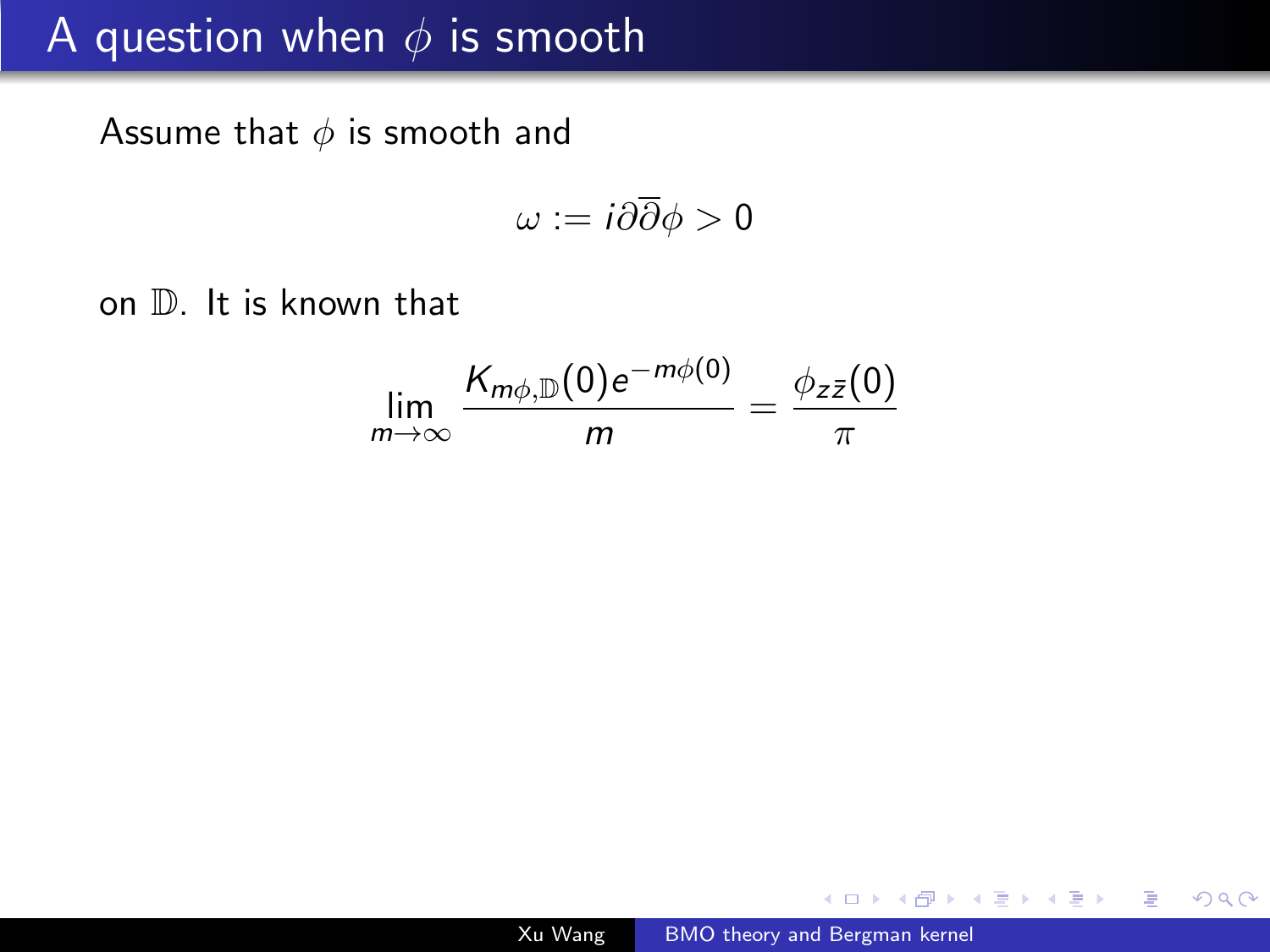# A question when $\phi$ is smooth

Assume that $\phi$ is smooth and

$$\omega := i\partial\overline{\partial}\phi > 0$$

on $\mathbb{D}$. It is known that

$$\lim_{m\to\infty} \frac{K_{m\phi,\mathbb{D}}(0)e^{-m\phi(0)}}{m} = \frac{\phi_{z\bar{z}}(0)}{\pi}$$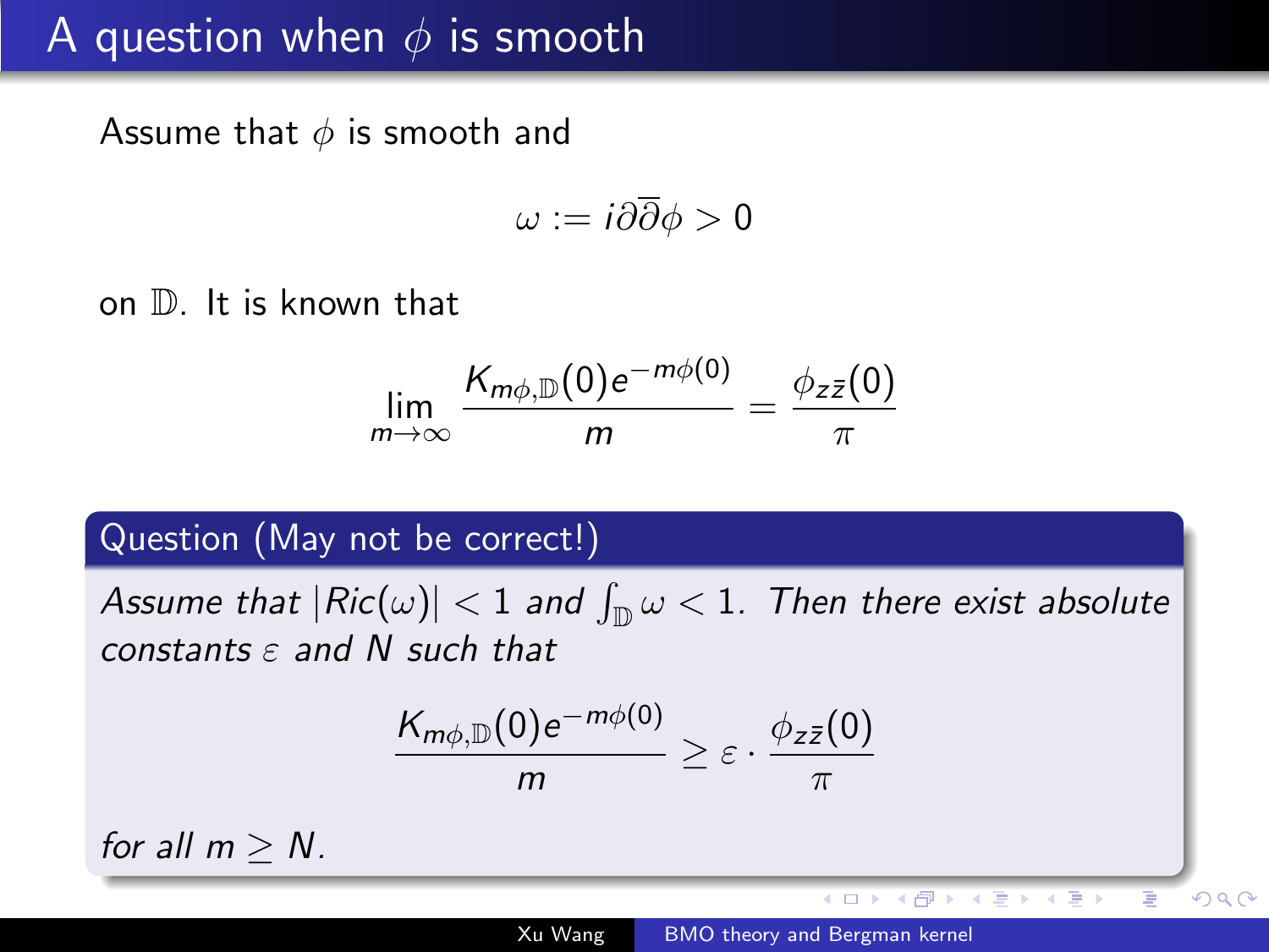# A question when $\phi$ is smooth

Assume that $\phi$ is smooth and

$$\omega := i\partial\overline{\partial}\phi > 0$$

on $\mathbb{D}$. It is known that

$$\lim_{m\to\infty} \frac{K_{m\phi,\mathbb{D}}(0)e^{-m\phi(0)}}{m} = \frac{\phi_{z\bar{z}}(0)}{\pi}$$

**Question (May not be correct!)**

*Assume that $|Ric(\omega)| < 1$ and $\int_{\mathbb{D}} \omega < 1$. Then there exist absolute constants $\varepsilon$ and $N$ such that*

$$\frac{K_{m\phi,\mathbb{D}}(0)e^{-m\phi(0)}}{m} \geq \varepsilon \cdot \frac{\phi_{z\bar{z}}(0)}{\pi}$$

*for all $m \geq N$.*